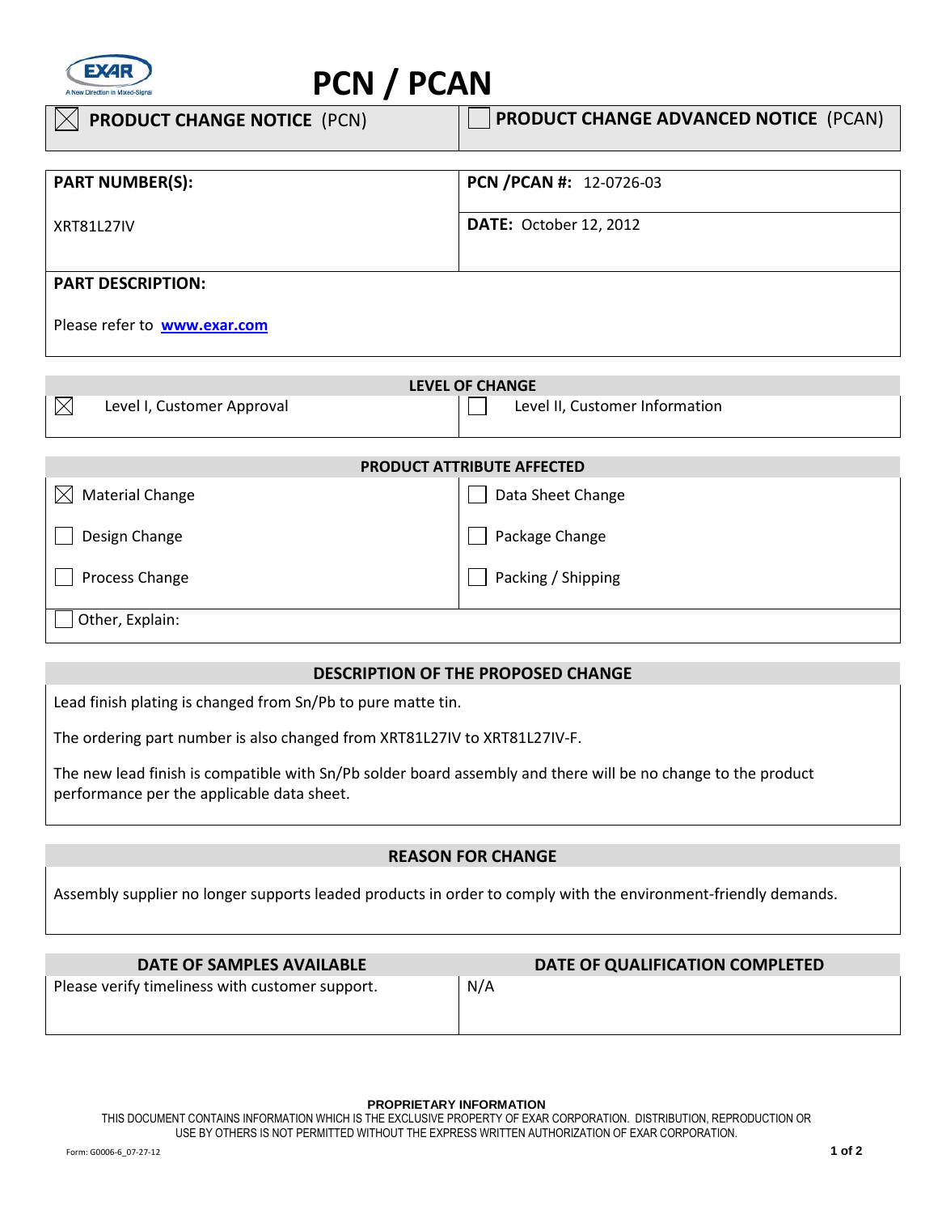# PCN / PCAN

| ☒ **PRODUCT CHANGE NOTICE** (PCN) | ☐ **PRODUCT CHANGE ADVANCED NOTICE** (PCAN) |
|---|---|

| **PART NUMBER(S):** | **PCN /PCAN #:** 12-0726-03 |
|---|---|
| XRT81L27IV | **DATE:** October 12, 2012 |

**PART DESCRIPTION:**

Please refer to **www.exar.com**

| **LEVEL OF CHANGE** | |
|---|---|
| ☒ Level I, Customer Approval | ☐ Level II, Customer Information |

| **PRODUCT ATTRIBUTE AFFECTED** | |
|---|---|
| ☒ Material Change | ☐ Data Sheet Change |
| ☐ Design Change | ☐ Package Change |
| ☐ Process Change | ☐ Packing / Shipping |
| ☐ Other, Explain: | |

## DESCRIPTION OF THE PROPOSED CHANGE

Lead finish plating is changed from Sn/Pb to pure matte tin.

The ordering part number is also changed from XRT81L27IV to XRT81L27IV-F.

The new lead finish is compatible with Sn/Pb solder board assembly and there will be no change to the product performance per the applicable data sheet.

## REASON FOR CHANGE

Assembly supplier no longer supports leaded products in order to comply with the environment-friendly demands.

| **DATE OF SAMPLES AVAILABLE** | **DATE OF QUALIFICATION COMPLETED** |
|---|---|
| Please verify timeliness with customer support. | N/A |

**PROPRIETARY INFORMATION**

THIS DOCUMENT CONTAINS INFORMATION WHICH IS THE EXCLUSIVE PROPERTY OF EXAR CORPORATION. DISTRIBUTION, REPRODUCTION OR USE BY OTHERS IS NOT PERMITTED WITHOUT THE EXPRESS WRITTEN AUTHORIZATION OF EXAR CORPORATION.

Form: G0006-6_07-27-12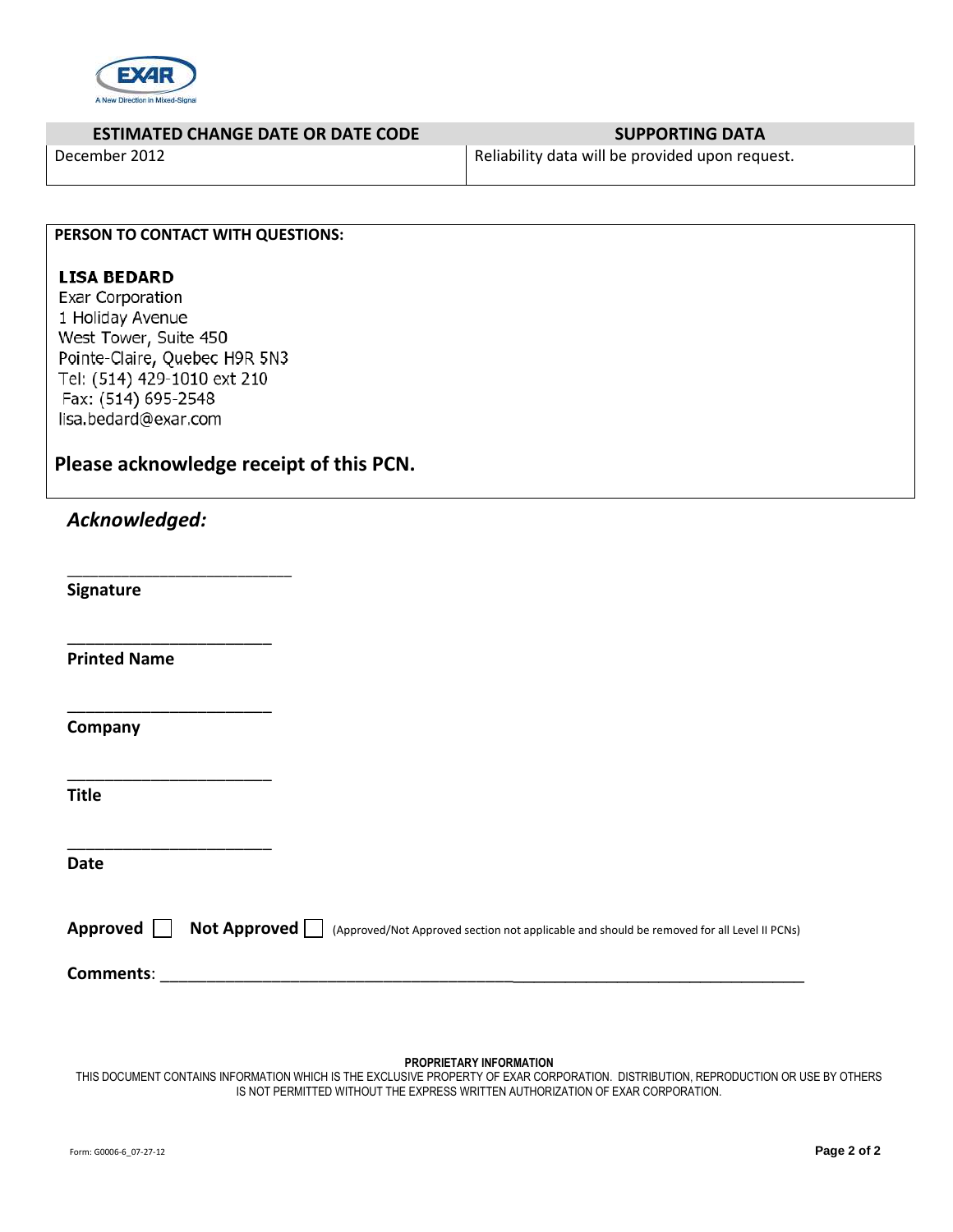| ESTIMATED CHANGE DATE OR DATE CODE | SUPPORTING DATA |
| --- | --- |
| December 2012 | Reliability data will be provided upon request. |

**PERSON TO CONTACT WITH QUESTIONS:**

**LISA BEDARD**
Exar Corporation
1 Holiday Avenue
West Tower, Suite 450
Pointe-Claire, Quebec H9R 5N3
Tel: (514) 429-1010 ext 210
Fax: (514) 695-2548
lisa.bedard@exar.com

**Please acknowledge receipt of this PCN.**

***Acknowledged:***

___________________________
**Signature**

________________________
**Printed Name**

________________________
**Company**

________________________
**Title**

________________________
**Date**

**Approved** ☐ **Not Approved** ☐ (Approved/Not Approved section not applicable and should be removed for all Level II PCNs)

**Comments**: ______________________________________________________________________________

**PROPRIETARY INFORMATION**
THIS DOCUMENT CONTAINS INFORMATION WHICH IS THE EXCLUSIVE PROPERTY OF EXAR CORPORATION. DISTRIBUTION, REPRODUCTION OR USE BY OTHERS IS NOT PERMITTED WITHOUT THE EXPRESS WRITTEN AUTHORIZATION OF EXAR CORPORATION.

Form: G0006-6_07-27-12